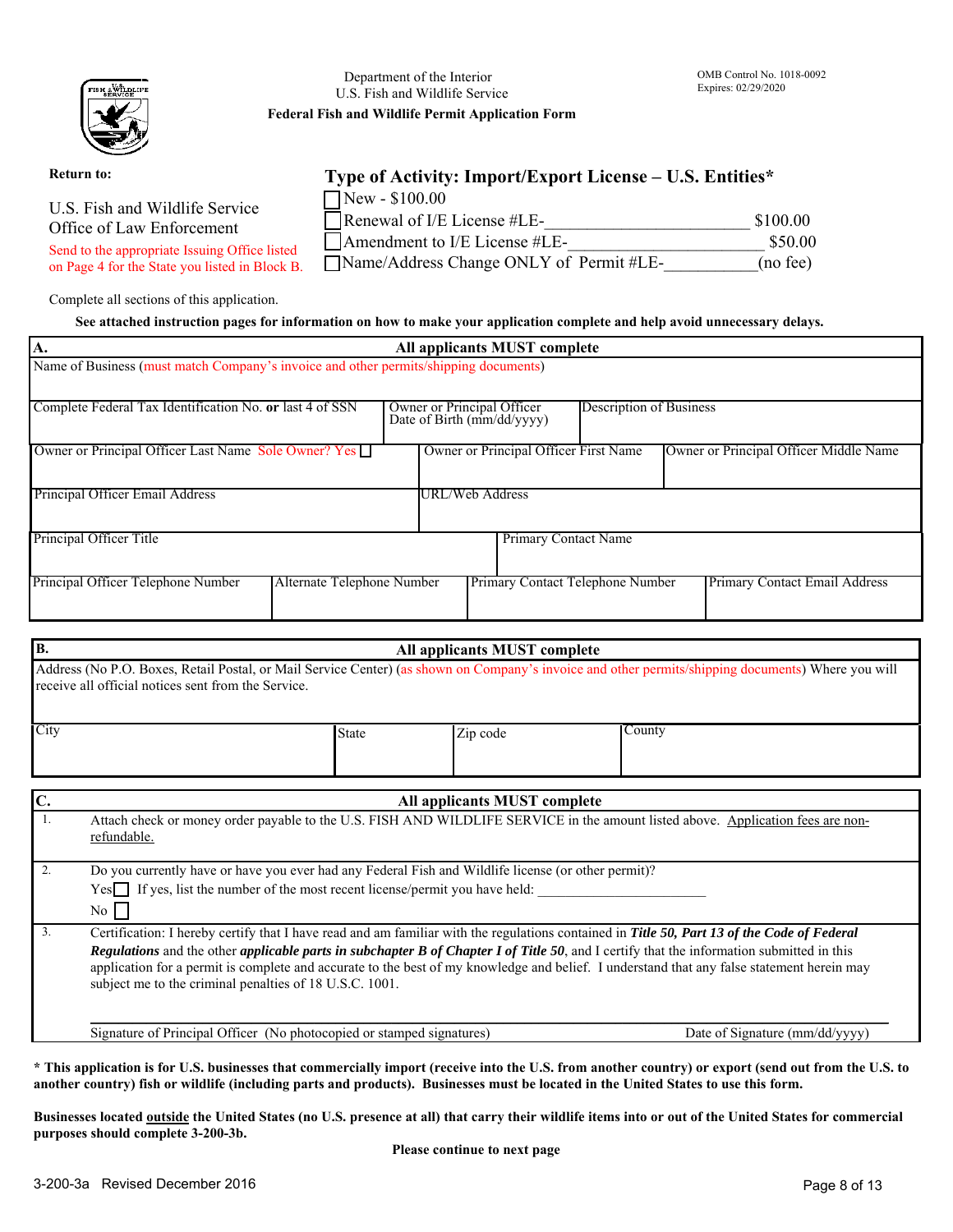Department of the Interior
U.S. Fish and Wildlife Service
**Federal Fish and Wildlife Permit Application Form**

OMB Control No. 1018-0092
Expires: 02/29/2020

**Return to:**

U.S. Fish and Wildlife Service
Office of Law Enforcement

Send to the appropriate Issuing Office listed on Page 4 for the State you listed in Block B.

## Type of Activity: Import/Export License – U.S. Entities*

- ☐ New - $100.00
- ☐ Renewal of I/E License #LE-_______________________ $100.00
- ☐ Amendment to I/E License #LE-______________________ $50.00
- ☐ Name/Address Change ONLY of Permit #LE-__________ (no fee)

Complete all sections of this application.

**See attached instruction pages for information on how to make your application complete and help avoid unnecessary delays.**

### A. All applicants MUST complete

| Name of Business (must match Company's invoice and other permits/shipping documents) | | | |
|---|---|---|---|
| Complete Federal Tax Identification No. **or** last 4 of SSN | Owner or Principal Officer Date of Birth (mm/dd/yyyy) | Description of Business | |
| Owner or Principal Officer Last Name Sole Owner? Yes ☐ | Owner or Principal Officer First Name | Owner or Principal Officer Middle Name | |
| Principal Officer Email Address | URL/Web Address | | |
| Principal Officer Title | Primary Contact Name | | |
| Principal Officer Telephone Number | Alternate Telephone Number | Primary Contact Telephone Number | Primary Contact Email Address |

### B. All applicants MUST complete

| Address (No P.O. Boxes, Retail Postal, or Mail Service Center) (as shown on Company's invoice and other permits/shipping documents) Where you will receive all official notices sent from the Service. | | | |
|---|---|---|---|
| City | State | Zip code | County |

### C. All applicants MUST complete

1. Attach check or money order payable to the U.S. FISH AND WILDLIFE SERVICE in the amount listed above. Application fees are non-refundable.

2. Do you currently have or have you ever had any Federal Fish and Wildlife license (or other permit)?
   Yes ☐ If yes, list the number of the most recent license/permit you have held: _______________________
   No ☐

3. Certification: I hereby certify that I have read and am familiar with the regulations contained in ***Title 50, Part 13 of the Code of Federal Regulations*** and the other ***applicable parts in subchapter B of Chapter I of Title 50***, and I certify that the information submitted in this application for a permit is complete and accurate to the best of my knowledge and belief. I understand that any false statement herein may subject me to the criminal penalties of 18 U.S.C. 1001.

______________________________________________________________________________
Signature of Principal Officer (No photocopied or stamped signatures) Date of Signature (mm/dd/yyyy)

**\* This application is for U.S. businesses that commercially import (receive into the U.S. from another country) or export (send out from the U.S. to another country) fish or wildlife (including parts and products). Businesses must be located in the United States to use this form.**

**Businesses located outside the United States (no U.S. presence at all) that carry their wildlife items into or out of the United States for commercial purposes should complete 3-200-3b.**

**Please continue to next page**

3-200-3a Revised December 2016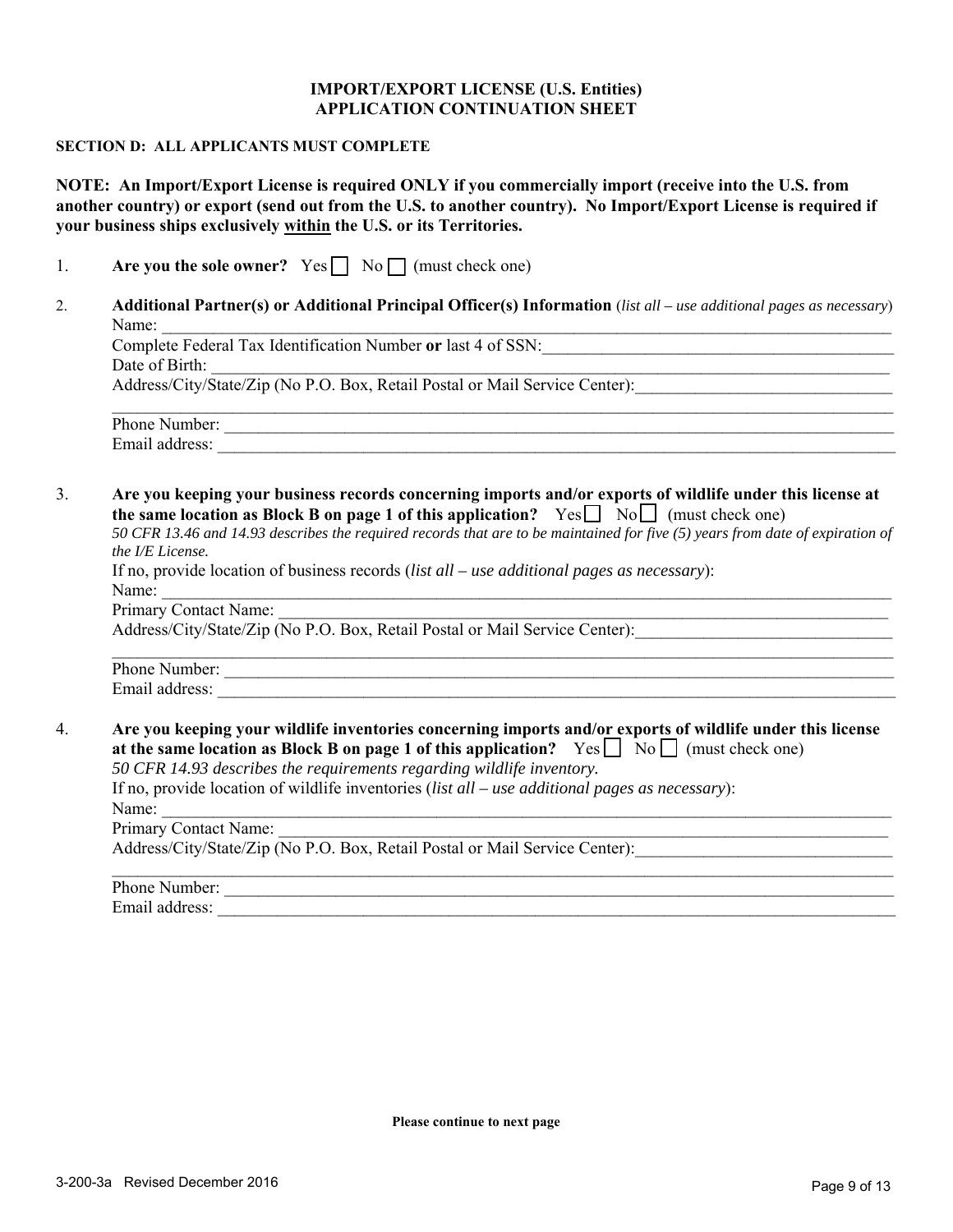# IMPORT/EXPORT LICENSE (U.S. Entities)
## APPLICATION CONTINUATION SHEET

**SECTION D: ALL APPLICANTS MUST COMPLETE**

**NOTE: An Import/Export License is required ONLY if you commercially import (receive into the U.S. from another country) or export (send out from the U.S. to another country). No Import/Export License is required if your business ships exclusively <u>within</u> the U.S. or its Territories.**

1. **Are you the sole owner?** Yes ☐ No ☐ (must check one)

2. **Additional Partner(s) or Additional Principal Officer(s) Information** (*list all – use additional pages as necessary*)
   Name: ____________________
   Complete Federal Tax Identification Number **or** last 4 of SSN: ____________________
   Date of Birth: ____________________
   Address/City/State/Zip (No P.O. Box, Retail Postal or Mail Service Center): ____________________
   ____________________
   Phone Number: ____________________
   Email address: ____________________

3. **Are you keeping your business records concerning imports and/or exports of wildlife under this license at the same location as Block B on page 1 of this application?** Yes ☐ No ☐ (must check one)
   *50 CFR 13.46 and 14.93 describes the required records that are to be maintained for five (5) years from date of expiration of the I/E License.*
   If no, provide location of business records (*list all – use additional pages as necessary*):
   Name: ____________________
   Primary Contact Name: ____________________
   Address/City/State/Zip (No P.O. Box, Retail Postal or Mail Service Center): ____________________
   ____________________
   Phone Number: ____________________
   Email address: ____________________

4. **Are you keeping your wildlife inventories concerning imports and/or exports of wildlife under this license at the same location as Block B on page 1 of this application?** Yes ☐ No ☐ (must check one)
   *50 CFR 14.93 describes the requirements regarding wildlife inventory.*
   If no, provide location of wildlife inventories (*list all – use additional pages as necessary*):
   Name: ____________________
   Primary Contact Name: ____________________
   Address/City/State/Zip (No P.O. Box, Retail Postal or Mail Service Center): ____________________
   ____________________
   Phone Number: ____________________
   Email address: ____________________

**Please continue to next page**

3-200-3a Revised December 2016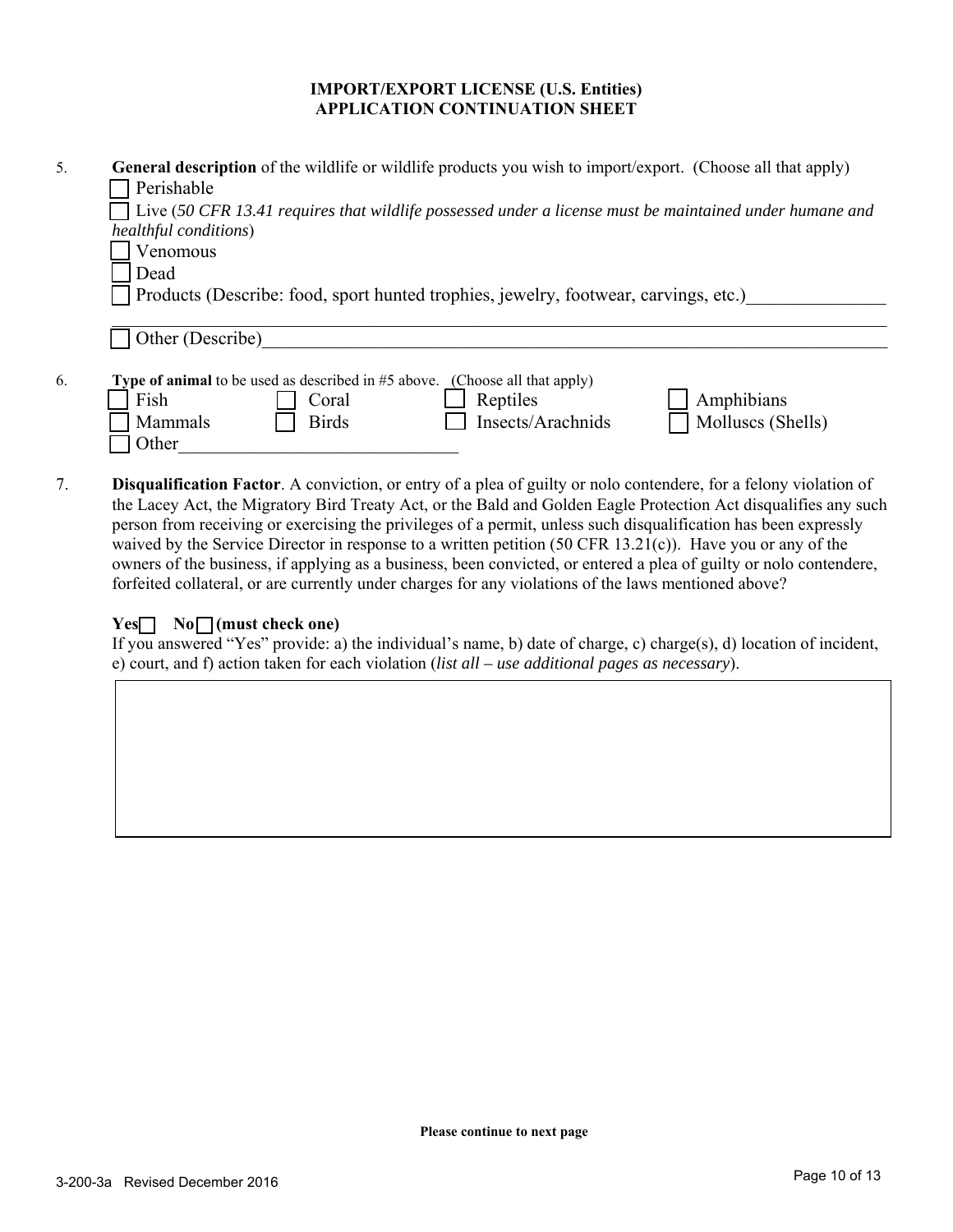## IMPORT/EXPORT LICENSE (U.S. Entities)
## APPLICATION CONTINUATION SHEET

5. **General description** of the wildlife or wildlife products you wish to import/export. (Choose all that apply)

   ☐ Perishable

   ☐ Live (*50 CFR 13.41 requires that wildlife possessed under a license must be maintained under humane and healthful conditions*)

   ☐ Venomous

   ☐ Dead

   ☐ Products (Describe: food, sport hunted trophies, jewelry, footwear, carvings, etc.)_______________

   ________________________________________________________________________________

   ☐ Other (Describe)________________________________________________________________

6. **Type of animal** to be used as described in #5 above. (Choose all that apply)

| | | | |
|---|---|---|---|
| ☐ Fish | ☐ Coral | ☐ Reptiles | ☐ Amphibians |
| ☐ Mammals | ☐ Birds | ☐ Insects/Arachnids | ☐ Molluscs (Shells) |
| ☐ Other______________________________ | | | |

7. **Disqualification Factor**. A conviction, or entry of a plea of guilty or nolo contendere, for a felony violation of the Lacey Act, the Migratory Bird Treaty Act, or the Bald and Golden Eagle Protection Act disqualifies any such person from receiving or exercising the privileges of a permit, unless such disqualification has been expressly waived by the Service Director in response to a written petition (50 CFR 13.21(c)). Have you or any of the owners of the business, if applying as a business, been convicted, or entered a plea of guilty or nolo contendere, forfeited collateral, or are currently under charges for any violations of the laws mentioned above?

   **Yes**☐ **No**☐ **(must check one)**

   If you answered "Yes" provide: a) the individual's name, b) date of charge, c) charge(s), d) location of incident, e) court, and f) action taken for each violation (*list all – use additional pages as necessary*).

**Please continue to next page**

3-200-3a Revised December 2016